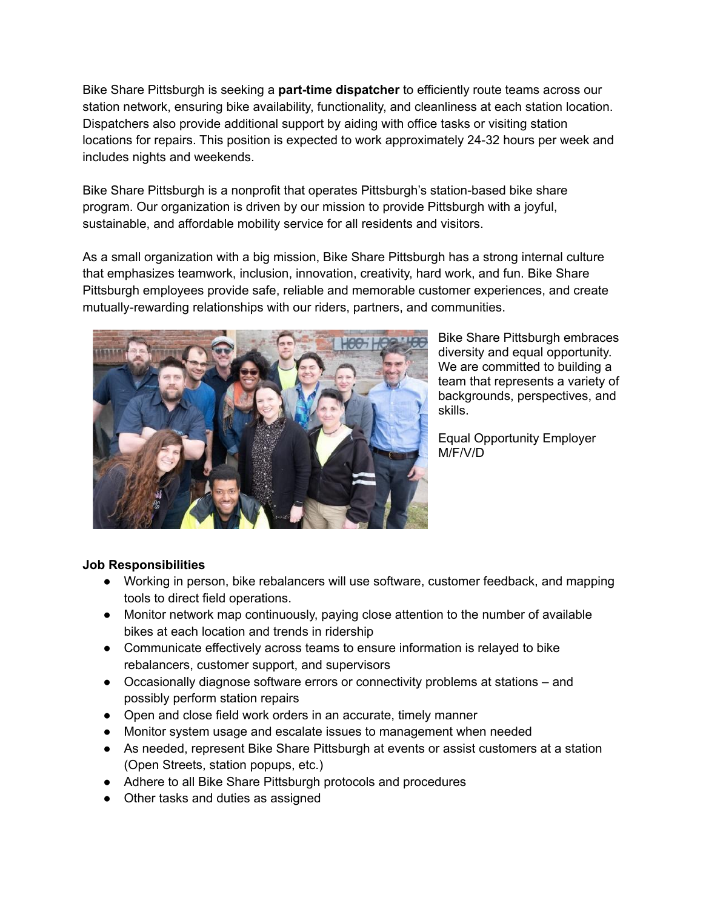Bike Share Pittsburgh is seeking a **part-time dispatcher** to efficiently route teams across our station network, ensuring bike availability, functionality, and cleanliness at each station location. Dispatchers also provide additional support by aiding with office tasks or visiting station locations for repairs. This position is expected to work approximately 24-32 hours per week and includes nights and weekends.

Bike Share Pittsburgh is a nonprofit that operates Pittsburgh's station-based bike share program. Our organization is driven by our mission to provide Pittsburgh with a joyful, sustainable, and affordable mobility service for all residents and visitors.

As a small organization with a big mission, Bike Share Pittsburgh has a strong internal culture that emphasizes teamwork, inclusion, innovation, creativity, hard work, and fun. Bike Share Pittsburgh employees provide safe, reliable and memorable customer experiences, and create mutually-rewarding relationships with our riders, partners, and communities.

Bike Share Pittsburgh embraces diversity and equal opportunity. We are committed to building a team that represents a variety of backgrounds, perspectives, and skills.

Equal Opportunity Employer M/F/V/D

**Job Responsibilities**

- Working in person, bike rebalancers will use software, customer feedback, and mapping tools to direct field operations.
- Monitor network map continuously, paying close attention to the number of available bikes at each location and trends in ridership
- Communicate effectively across teams to ensure information is relayed to bike rebalancers, customer support, and supervisors
- Occasionally diagnose software errors or connectivity problems at stations – and possibly perform station repairs
- Open and close field work orders in an accurate, timely manner
- Monitor system usage and escalate issues to management when needed
- As needed, represent Bike Share Pittsburgh at events or assist customers at a station (Open Streets, station popups, etc.)
- Adhere to all Bike Share Pittsburgh protocols and procedures
- Other tasks and duties as assigned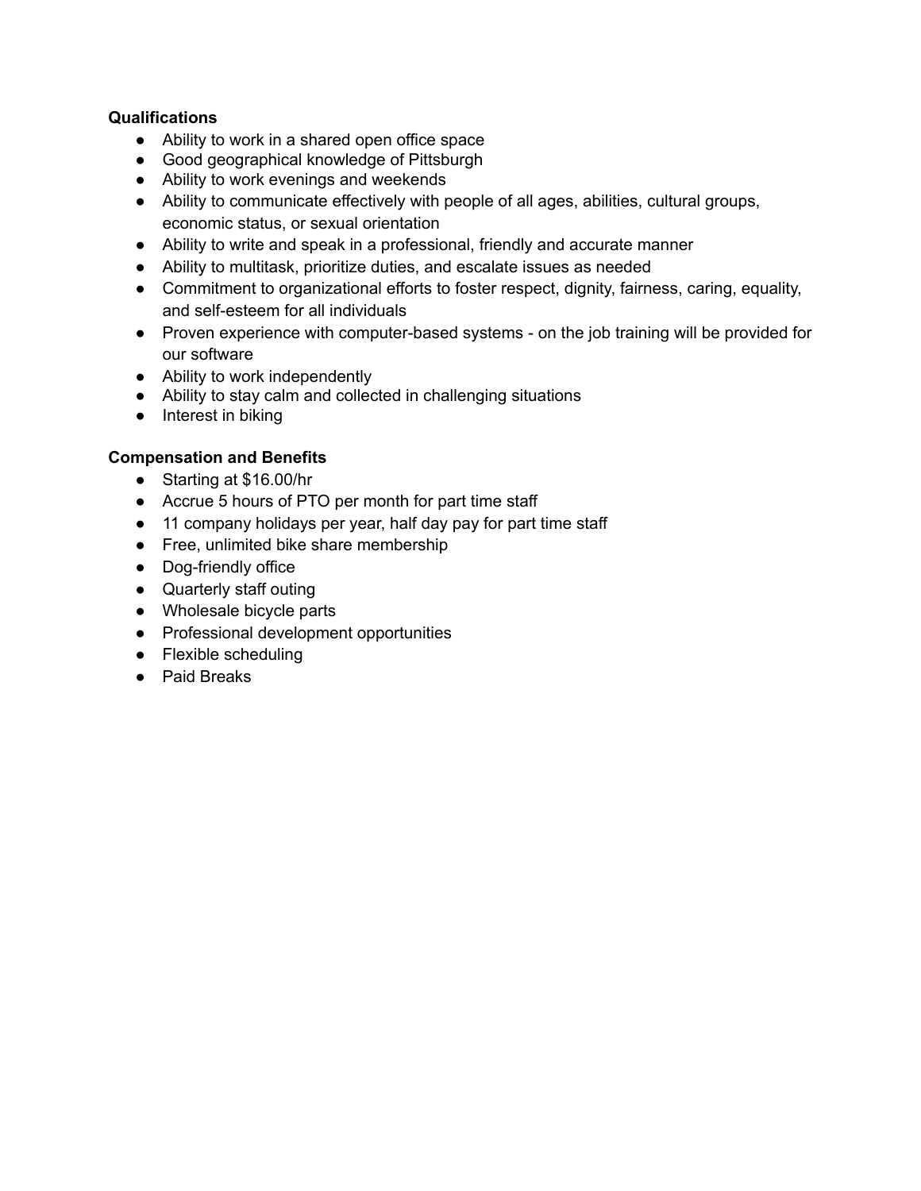**Qualifications**

- Ability to work in a shared open office space
- Good geographical knowledge of Pittsburgh
- Ability to work evenings and weekends
- Ability to communicate effectively with people of all ages, abilities, cultural groups, economic status, or sexual orientation
- Ability to write and speak in a professional, friendly and accurate manner
- Ability to multitask, prioritize duties, and escalate issues as needed
- Commitment to organizational efforts to foster respect, dignity, fairness, caring, equality, and self-esteem for all individuals
- Proven experience with computer-based systems - on the job training will be provided for our software
- Ability to work independently
- Ability to stay calm and collected in challenging situations
- Interest in biking

**Compensation and Benefits**

- Starting at $16.00/hr
- Accrue 5 hours of PTO per month for part time staff
- 11 company holidays per year, half day pay for part time staff
- Free, unlimited bike share membership
- Dog-friendly office
- Quarterly staff outing
- Wholesale bicycle parts
- Professional development opportunities
- Flexible scheduling
- Paid Breaks